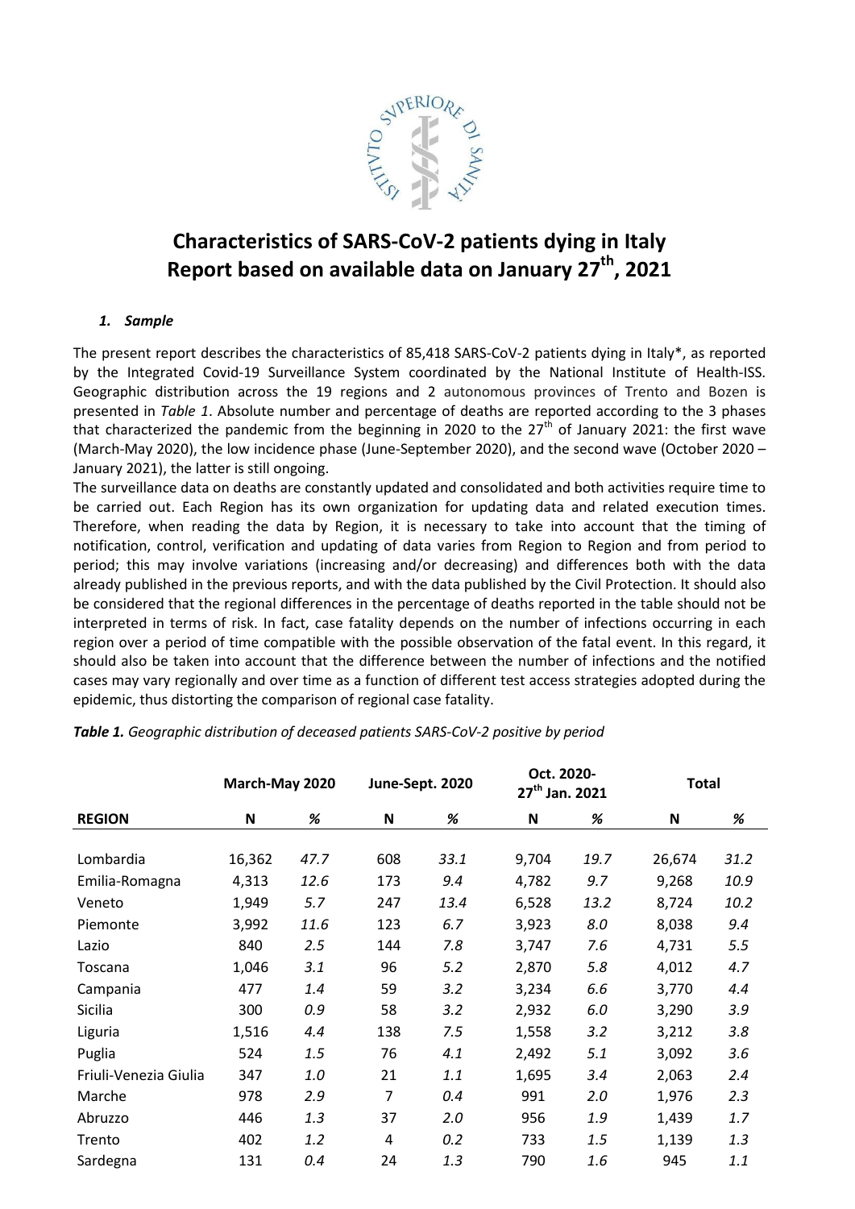# Characteristics of SARS-CoV-2 patients dying in Italy
## Report based on available data on January 27th, 2021

### *1. Sample*

The present report describes the characteristics of 85,418 SARS-CoV-2 patients dying in Italy*, as reported by the Integrated Covid-19 Surveillance System coordinated by the National Institute of Health-ISS. Geographic distribution across the 19 regions and 2 autonomous provinces of Trento and Bozen is presented in *Table 1*. Absolute number and percentage of deaths are reported according to the 3 phases that characterized the pandemic from the beginning in 2020 to the 27th of January 2021: the first wave (March-May 2020), the low incidence phase (June-September 2020), and the second wave (October 2020 – January 2021), the latter is still ongoing.

The surveillance data on deaths are constantly updated and consolidated and both activities require time to be carried out. Each Region has its own organization for updating data and related execution times. Therefore, when reading the data by Region, it is necessary to take into account that the timing of notification, control, verification and updating of data varies from Region to Region and from period to period; this may involve variations (increasing and/or decreasing) and differences both with the data already published in the previous reports, and with the data published by the Civil Protection. It should also be considered that the regional differences in the percentage of deaths reported in the table should not be interpreted in terms of risk. In fact, case fatality depends on the number of infections occurring in each region over a period of time compatible with the possible observation of the fatal event. In this regard, it should also be taken into account that the difference between the number of infections and the notified cases may vary regionally and over time as a function of different test access strategies adopted during the epidemic, thus distorting the comparison of regional case fatality.

***Table 1.*** *Geographic distribution of deceased patients SARS-CoV-2 positive by period*

| | March-May 2020 | | June-Sept. 2020 | | Oct. 2020-27th Jan. 2021 | | Total | |
|---|---|---|---|---|---|---|---|---|
| **REGION** | **N** | ***%*** | **N** | ***%*** | **N** | ***%*** | **N** | ***%*** |
| Lombardia | 16,362 | *47.7* | 608 | *33.1* | 9,704 | *19.7* | 26,674 | *31.2* |
| Emilia-Romagna | 4,313 | *12.6* | 173 | *9.4* | 4,782 | *9.7* | 9,268 | *10.9* |
| Veneto | 1,949 | *5.7* | 247 | *13.4* | 6,528 | *13.2* | 8,724 | *10.2* |
| Piemonte | 3,992 | *11.6* | 123 | *6.7* | 3,923 | *8.0* | 8,038 | *9.4* |
| Lazio | 840 | *2.5* | 144 | *7.8* | 3,747 | *7.6* | 4,731 | *5.5* |
| Toscana | 1,046 | *3.1* | 96 | *5.2* | 2,870 | *5.8* | 4,012 | *4.7* |
| Campania | 477 | *1.4* | 59 | *3.2* | 3,234 | *6.6* | 3,770 | *4.4* |
| Sicilia | 300 | *0.9* | 58 | *3.2* | 2,932 | *6.0* | 3,290 | *3.9* |
| Liguria | 1,516 | *4.4* | 138 | *7.5* | 1,558 | *3.2* | 3,212 | *3.8* |
| Puglia | 524 | *1.5* | 76 | *4.1* | 2,492 | *5.1* | 3,092 | *3.6* |
| Friuli-Venezia Giulia | 347 | *1.0* | 21 | *1.1* | 1,695 | *3.4* | 2,063 | *2.4* |
| Marche | 978 | *2.9* | 7 | *0.4* | 991 | *2.0* | 1,976 | *2.3* |
| Abruzzo | 446 | *1.3* | 37 | *2.0* | 956 | *1.9* | 1,439 | *1.7* |
| Trento | 402 | *1.2* | 4 | *0.2* | 733 | *1.5* | 1,139 | *1.3* |
| Sardegna | 131 | *0.4* | 24 | *1.3* | 790 | *1.6* | 945 | *1.1* |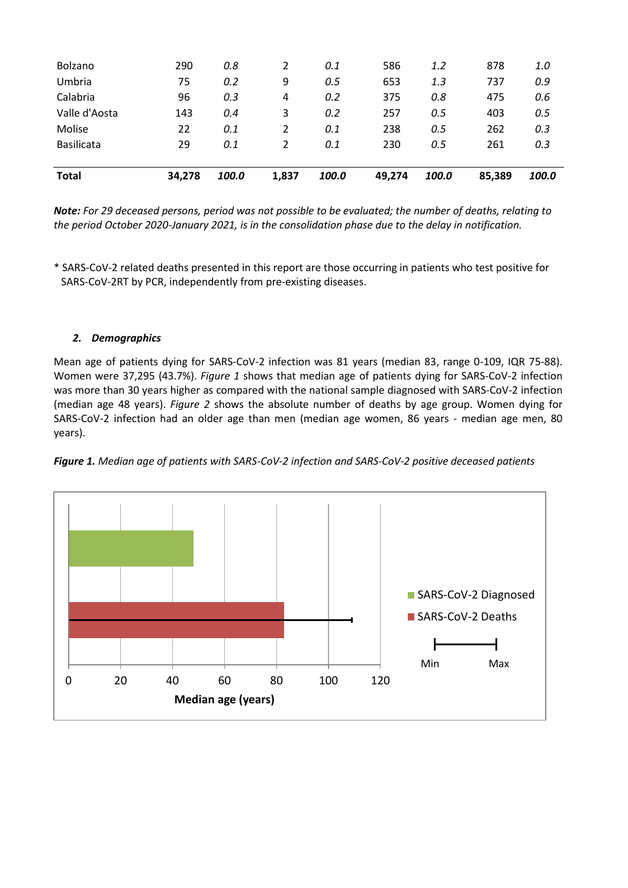| | | | | | | | | |
|---|---|---|---|---|---|---|---|---|
| Bolzano | 290 | *0.8* | 2 | *0.1* | 586 | *1.2* | 878 | *1.0* |
| Umbria | 75 | *0.2* | 9 | *0.5* | 653 | *1.3* | 737 | *0.9* |
| Calabria | 96 | *0.3* | 4 | *0.2* | 375 | *0.8* | 475 | *0.6* |
| Valle d'Aosta | 143 | *0.4* | 3 | *0.2* | 257 | *0.5* | 403 | *0.5* |
| Molise | 22 | *0.1* | 2 | *0.1* | 238 | *0.5* | 262 | *0.3* |
| Basilicata | 29 | *0.1* | 2 | *0.1* | 230 | *0.5* | 261 | *0.3* |
| **Total** | **34,278** | ***100.0*** | **1,837** | ***100.0*** | **49,274** | ***100.0*** | **85,389** | ***100.0*** |

***Note:*** *For 29 deceased persons, period was not possible to be evaluated; the number of deaths, relating to the period October 2020-January 2021, is in the consolidation phase due to the delay in notification.*

* SARS-CoV-2 related deaths presented in this report are those occurring in patients who test positive for SARS-CoV-2RT by PCR, independently from pre-existing diseases.

### *2. Demographics*

Mean age of patients dying for SARS-CoV-2 infection was 81 years (median 83, range 0-109, IQR 75-88). Women were 37,295 (43.7%). *Figure 1* shows that median age of patients dying for SARS-CoV-2 infection was more than 30 years higher as compared with the national sample diagnosed with SARS-CoV-2 infection (median age 48 years). *Figure 2* shows the absolute number of deaths by age group. Women dying for SARS-CoV-2 infection had an older age than men (median age women, 86 years - median age men, 80 years).

***Figure 1.*** *Median age of patients with SARS-CoV-2 infection and SARS-CoV-2 positive deceased patients*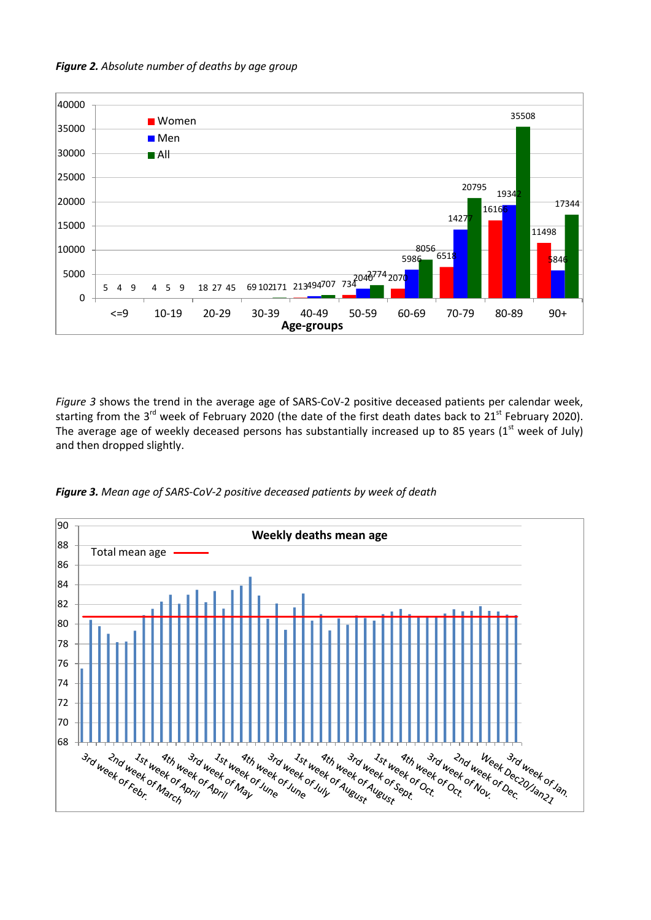***Figure 2.*** *Absolute number of deaths by age group*

*Figure 3* shows the trend in the average age of SARS-CoV-2 positive deceased patients per calendar week, starting from the 3rd week of February 2020 (the date of the first death dates back to 21st February 2020). The average age of weekly deceased persons has substantially increased up to 85 years (1st week of July) and then dropped slightly.

***Figure 3.*** *Mean age of SARS-CoV-2 positive deceased patients by week of death*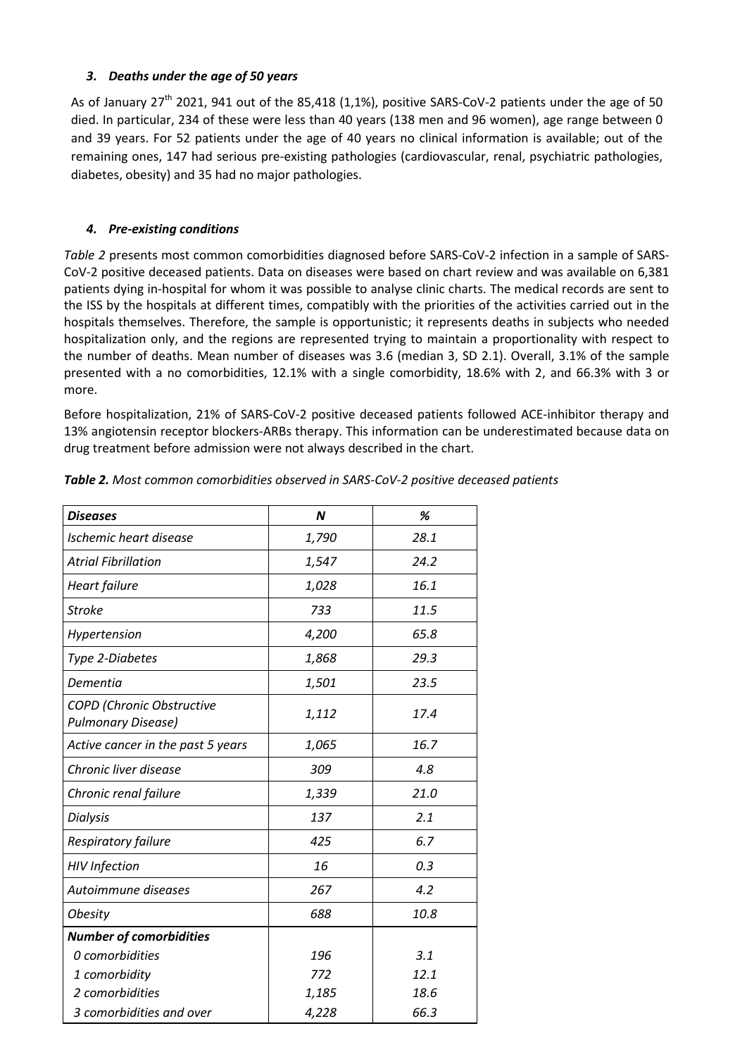### *3. Deaths under the age of 50 years*

As of January 27[th] 2021, 941 out of the 85,418 (1,1%), positive SARS-CoV-2 patients under the age of 50 died. In particular, 234 of these were less than 40 years (138 men and 96 women), age range between 0 and 39 years. For 52 patients under the age of 40 years no clinical information is available; out of the remaining ones, 147 had serious pre-existing pathologies (cardiovascular, renal, psychiatric pathologies, diabetes, obesity) and 35 had no major pathologies.

### *4. Pre-existing conditions*

*Table 2* presents most common comorbidities diagnosed before SARS-CoV-2 infection in a sample of SARS-CoV-2 positive deceased patients. Data on diseases were based on chart review and was available on 6,381 patients dying in-hospital for whom it was possible to analyse clinic charts. The medical records are sent to the ISS by the hospitals at different times, compatibly with the priorities of the activities carried out in the hospitals themselves. Therefore, the sample is opportunistic; it represents deaths in subjects who needed hospitalization only, and the regions are represented trying to maintain a proportionality with respect to the number of deaths. Mean number of diseases was 3.6 (median 3, SD 2.1). Overall, 3.1% of the sample presented with a no comorbidities, 12.1% with a single comorbidity, 18.6% with 2, and 66.3% with 3 or more.

Before hospitalization, 21% of SARS-CoV-2 positive deceased patients followed ACE-inhibitor therapy and 13% angiotensin receptor blockers-ARBs therapy. This information can be underestimated because data on drug treatment before admission were not always described in the chart.

***Table 2.*** *Most common comorbidities observed in SARS-CoV-2 positive deceased patients*

| ***Diseases*** | ***N*** | ***%*** |
|---|---|---|
| *Ischemic heart disease* | *1,790* | *28.1* |
| *Atrial Fibrillation* | *1,547* | *24.2* |
| *Heart failure* | *1,028* | *16.1* |
| *Stroke* | *733* | *11.5* |
| *Hypertension* | *4,200* | *65.8* |
| *Type 2-Diabetes* | *1,868* | *29.3* |
| *Dementia* | *1,501* | *23.5* |
| *COPD (Chronic Obstructive Pulmonary Disease)* | *1,112* | *17.4* |
| *Active cancer in the past 5 years* | *1,065* | *16.7* |
| *Chronic liver disease* | *309* | *4.8* |
| *Chronic renal failure* | *1,339* | *21.0* |
| *Dialysis* | *137* | *2.1* |
| *Respiratory failure* | *425* | *6.7* |
| *HIV Infection* | *16* | *0.3* |
| *Autoimmune diseases* | *267* | *4.2* |
| *Obesity* | *688* | *10.8* |
| ***Number of comorbidities*** | | |
| *0 comorbidities* | *196* | *3.1* |
| *1 comorbidity* | *772* | *12.1* |
| *2 comorbidities* | *1,185* | *18.6* |
| *3 comorbidities and over* | *4,228* | *66.3* |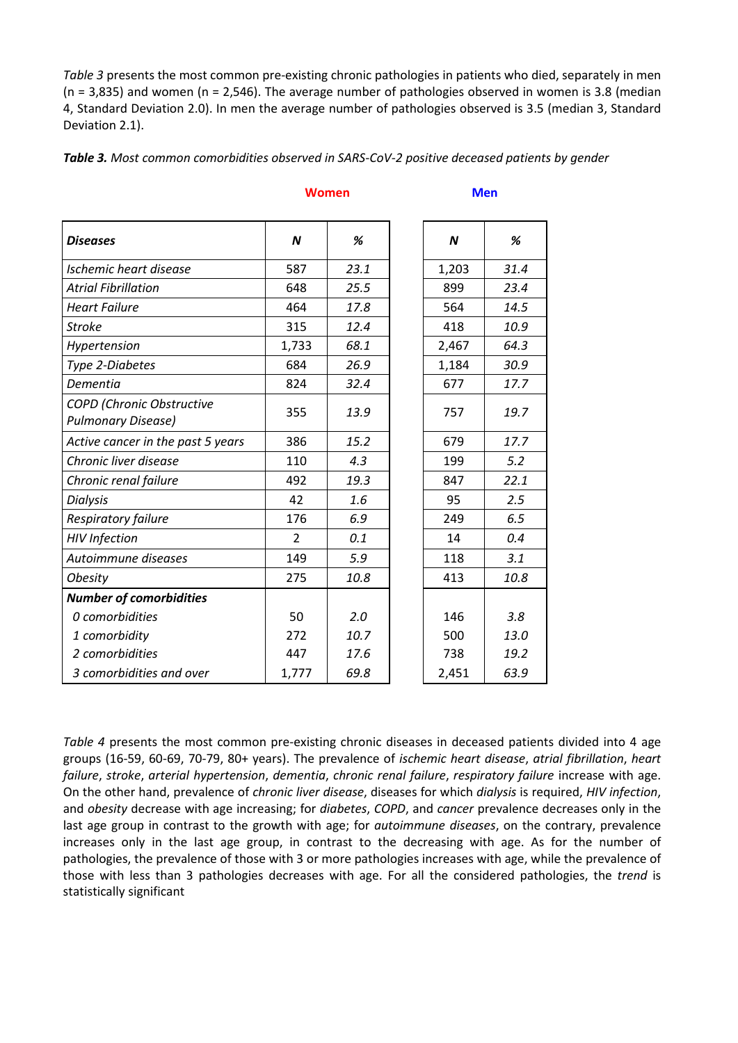*Table 3* presents the most common pre-existing chronic pathologies in patients who died, separately in men (n = 3,835) and women (n = 2,546). The average number of pathologies observed in women is 3.8 (median 4, Standard Deviation 2.0). In men the average number of pathologies observed is 3.5 (median 3, Standard Deviation 2.1).

***Table 3.*** *Most common comorbidities observed in SARS-CoV-2 positive deceased patients by gender*

| | Women | | Men | |
|---|---|---|---|---|
| ***Diseases*** | ***N*** | ***%*** | ***N*** | ***%*** |
| *Ischemic heart disease* | 587 | *23.1* | 1,203 | *31.4* |
| *Atrial Fibrillation* | 648 | *25.5* | 899 | *23.4* |
| *Heart Failure* | 464 | *17.8* | 564 | *14.5* |
| *Stroke* | 315 | *12.4* | 418 | *10.9* |
| *Hypertension* | 1,733 | *68.1* | 2,467 | *64.3* |
| *Type 2-Diabetes* | 684 | *26.9* | 1,184 | *30.9* |
| *Dementia* | 824 | *32.4* | 677 | *17.7* |
| *COPD (Chronic Obstructive Pulmonary Disease)* | 355 | *13.9* | 757 | *19.7* |
| *Active cancer in the past 5 years* | 386 | *15.2* | 679 | *17.7* |
| *Chronic liver disease* | 110 | *4.3* | 199 | *5.2* |
| *Chronic renal failure* | 492 | *19.3* | 847 | *22.1* |
| *Dialysis* | 42 | *1.6* | 95 | *2.5* |
| *Respiratory failure* | 176 | *6.9* | 249 | *6.5* |
| *HIV Infection* | 2 | *0.1* | 14 | *0.4* |
| *Autoimmune diseases* | 149 | *5.9* | 118 | *3.1* |
| *Obesity* | 275 | *10.8* | 413 | *10.8* |
| ***Number of comorbidities*** | | | | |
| *0 comorbidities* | 50 | *2.0* | 146 | *3.8* |
| *1 comorbidity* | 272 | *10.7* | 500 | *13.0* |
| *2 comorbidities* | 447 | *17.6* | 738 | *19.2* |
| *3 comorbidities and over* | 1,777 | *69.8* | 2,451 | *63.9* |

*Table 4* presents the most common pre-existing chronic diseases in deceased patients divided into 4 age groups (16-59, 60-69, 70-79, 80+ years). The prevalence of *ischemic heart disease*, *atrial fibrillation*, *heart failure*, *stroke*, *arterial hypertension*, *dementia*, *chronic renal failure*, *respiratory failure* increase with age. On the other hand, prevalence of *chronic liver disease*, diseases for which *dialysis* is required, *HIV infection*, and *obesity* decrease with age increasing; for *diabetes*, *COPD*, and *cancer* prevalence decreases only in the last age group in contrast to the growth with age; for *autoimmune diseases*, on the contrary, prevalence increases only in the last age group, in contrast to the decreasing with age. As for the number of pathologies, the prevalence of those with 3 or more pathologies increases with age, while the prevalence of those with less than 3 pathologies decreases with age. For all the considered pathologies, the *trend* is statistically significant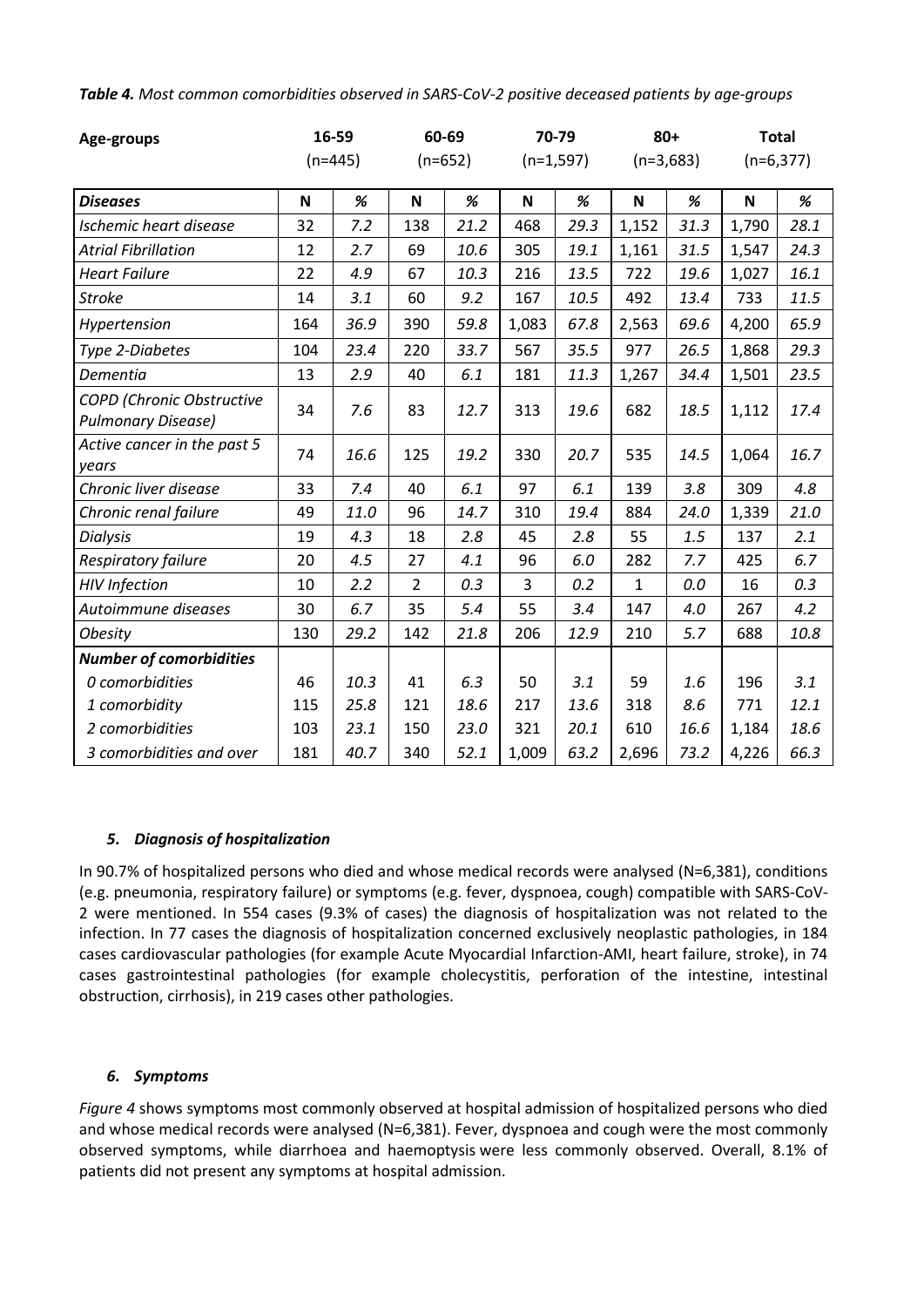***Table 4.** Most common comorbidities observed in SARS-CoV-2 positive deceased patients by age-groups*

| **Age-groups** | **16-59** (n=445) | | **60-69** (n=652) | | **70-79** (n=1,597) | | **80+** (n=3,683) | | **Total** (n=6,377) | |
|---|---|---|---|---|---|---|---|---|---|---|
| ***Diseases*** | **N** | ***%*** | **N** | ***%*** | **N** | ***%*** | **N** | ***%*** | **N** | ***%*** |
| *Ischemic heart disease* | 32 | *7.2* | 138 | *21.2* | 468 | *29.3* | 1,152 | *31.3* | 1,790 | *28.1* |
| *Atrial Fibrillation* | 12 | *2.7* | 69 | *10.6* | 305 | *19.1* | 1,161 | *31.5* | 1,547 | *24.3* |
| *Heart Failure* | 22 | *4.9* | 67 | *10.3* | 216 | *13.5* | 722 | *19.6* | 1,027 | *16.1* |
| *Stroke* | 14 | *3.1* | 60 | *9.2* | 167 | *10.5* | 492 | *13.4* | 733 | *11.5* |
| *Hypertension* | 164 | *36.9* | 390 | *59.8* | 1,083 | *67.8* | 2,563 | *69.6* | 4,200 | *65.9* |
| *Type 2-Diabetes* | 104 | *23.4* | 220 | *33.7* | 567 | *35.5* | 977 | *26.5* | 1,868 | *29.3* |
| *Dementia* | 13 | *2.9* | 40 | *6.1* | 181 | *11.3* | 1,267 | *34.4* | 1,501 | *23.5* |
| *COPD (Chronic Obstructive Pulmonary Disease)* | 34 | *7.6* | 83 | *12.7* | 313 | *19.6* | 682 | *18.5* | 1,112 | *17.4* |
| *Active cancer in the past 5 years* | 74 | *16.6* | 125 | *19.2* | 330 | *20.7* | 535 | *14.5* | 1,064 | *16.7* |
| *Chronic liver disease* | 33 | *7.4* | 40 | *6.1* | 97 | *6.1* | 139 | *3.8* | 309 | *4.8* |
| *Chronic renal failure* | 49 | *11.0* | 96 | *14.7* | 310 | *19.4* | 884 | *24.0* | 1,339 | *21.0* |
| *Dialysis* | 19 | *4.3* | 18 | *2.8* | 45 | *2.8* | 55 | *1.5* | 137 | *2.1* |
| *Respiratory failure* | 20 | *4.5* | 27 | *4.1* | 96 | *6.0* | 282 | *7.7* | 425 | *6.7* |
| *HIV Infection* | 10 | *2.2* | 2 | *0.3* | 3 | *0.2* | 1 | *0.0* | 16 | *0.3* |
| *Autoimmune diseases* | 30 | *6.7* | 35 | *5.4* | 55 | *3.4* | 147 | *4.0* | 267 | *4.2* |
| *Obesity* | 130 | *29.2* | 142 | *21.8* | 206 | *12.9* | 210 | *5.7* | 688 | *10.8* |
| ***Number of comorbidities*** | | | | | | | | | | |
| *0 comorbidities* | 46 | *10.3* | 41 | *6.3* | 50 | *3.1* | 59 | *1.6* | 196 | *3.1* |
| *1 comorbidity* | 115 | *25.8* | 121 | *18.6* | 217 | *13.6* | 318 | *8.6* | 771 | *12.1* |
| *2 comorbidities* | 103 | *23.1* | 150 | *23.0* | 321 | *20.1* | 610 | *16.6* | 1,184 | *18.6* |
| *3 comorbidities and over* | 181 | *40.7* | 340 | *52.1* | 1,009 | *63.2* | 2,696 | *73.2* | 4,226 | *66.3* |

### *5. Diagnosis of hospitalization*

In 90.7% of hospitalized persons who died and whose medical records were analysed (N=6,381), conditions (e.g. pneumonia, respiratory failure) or symptoms (e.g. fever, dyspnoea, cough) compatible with SARS-CoV-2 were mentioned. In 554 cases (9.3% of cases) the diagnosis of hospitalization was not related to the infection. In 77 cases the diagnosis of hospitalization concerned exclusively neoplastic pathologies, in 184 cases cardiovascular pathologies (for example Acute Myocardial Infarction-AMI, heart failure, stroke), in 74 cases gastrointestinal pathologies (for example cholecystitis, perforation of the intestine, intestinal obstruction, cirrhosis), in 219 cases other pathologies.

### *6. Symptoms*

*Figure 4* shows symptoms most commonly observed at hospital admission of hospitalized persons who died and whose medical records were analysed (N=6,381). Fever, dyspnoea and cough were the most commonly observed symptoms, while diarrhoea and haemoptysis were less commonly observed. Overall, 8.1% of patients did not present any symptoms at hospital admission.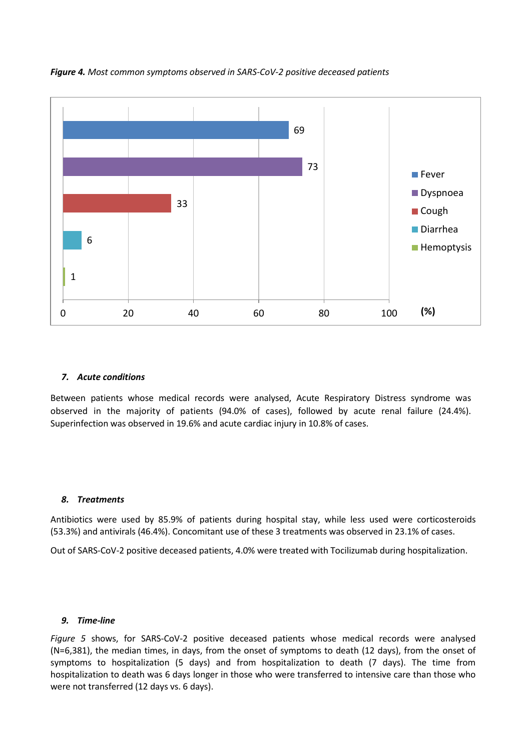***Figure 4.*** *Most common symptoms observed in SARS-CoV-2 positive deceased patients*

| Symptom | % |
|---|---|
| Fever | 69 |
| Dyspnoea | 73 |
| Cough | 33 |
| Diarrhea | 6 |
| Hemoptysis | 1 |

### *7. Acute conditions*

Between patients whose medical records were analysed, Acute Respiratory Distress syndrome was observed in the majority of patients (94.0% of cases), followed by acute renal failure (24.4%). Superinfection was observed in 19.6% and acute cardiac injury in 10.8% of cases.

### *8. Treatments*

Antibiotics were used by 85.9% of patients during hospital stay, while less used were corticosteroids (53.3%) and antivirals (46.4%). Concomitant use of these 3 treatments was observed in 23.1% of cases.

Out of SARS-CoV-2 positive deceased patients, 4.0% were treated with Tocilizumab during hospitalization.

### *9. Time-line*

*Figure 5* shows, for SARS-CoV-2 positive deceased patients whose medical records were analysed (N=6,381), the median times, in days, from the onset of symptoms to death (12 days), from the onset of symptoms to hospitalization (5 days) and from hospitalization to death (7 days). The time from hospitalization to death was 6 days longer in those who were transferred to intensive care than those who were not transferred (12 days vs. 6 days).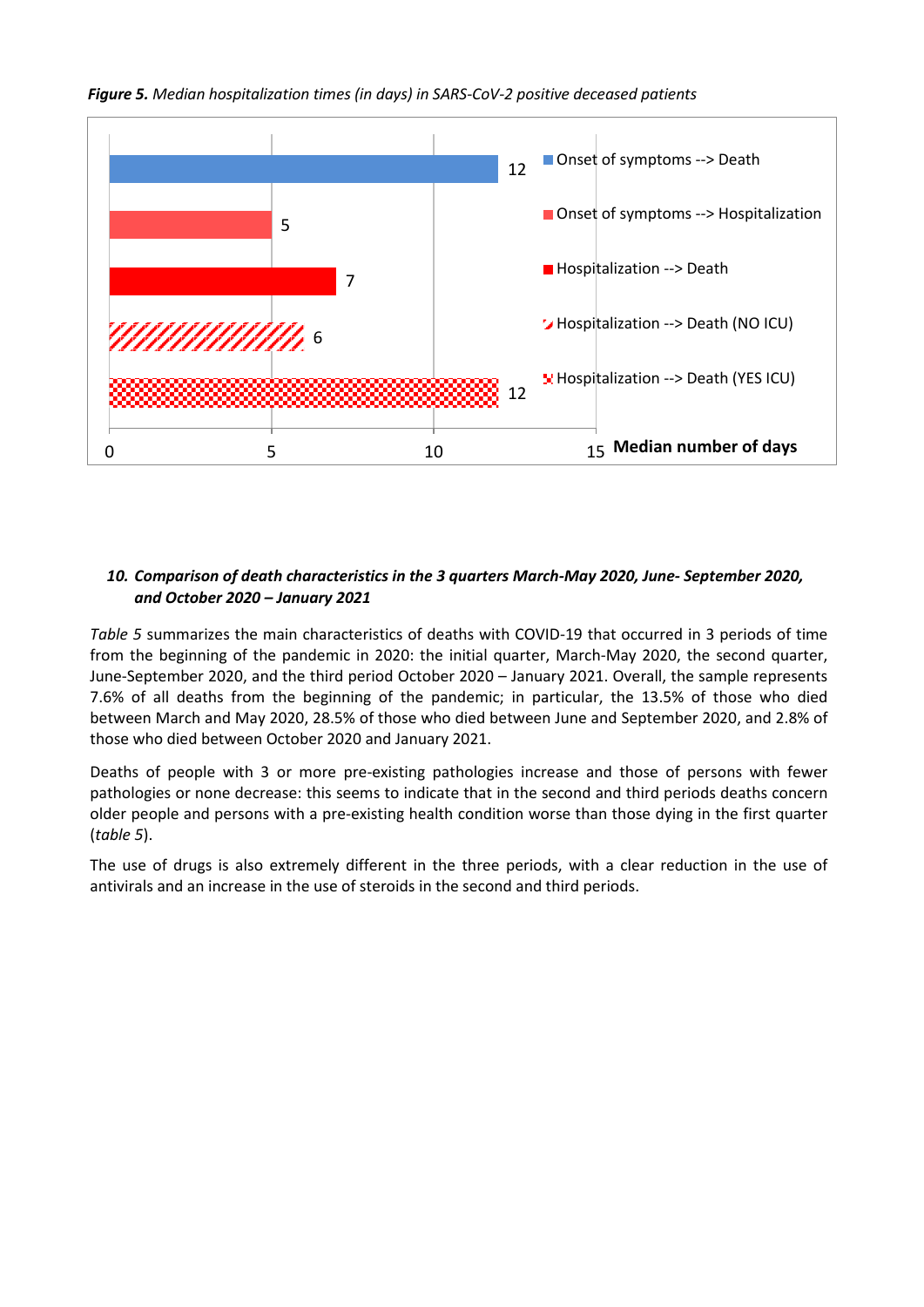***Figure 5.*** *Median hospitalization times (in days) in SARS-CoV-2 positive deceased patients*

| | Median number of days |
|---|---|
| Onset of symptoms --> Death | 12 |
| Onset of symptoms --> Hospitalization | 5 |
| Hospitalization --> Death | 7 |
| Hospitalization --> Death (NO ICU) | 6 |
| Hospitalization --> Death (YES ICU) | 12 |

### *10. Comparison of death characteristics in the 3 quarters March-May 2020, June- September 2020, and October 2020 – January 2021*

*Table 5* summarizes the main characteristics of deaths with COVID-19 that occurred in 3 periods of time from the beginning of the pandemic in 2020: the initial quarter, March-May 2020, the second quarter, June-September 2020, and the third period October 2020 – January 2021. Overall, the sample represents 7.6% of all deaths from the beginning of the pandemic; in particular, the 13.5% of those who died between March and May 2020, 28.5% of those who died between June and September 2020, and 2.8% of those who died between October 2020 and January 2021.

Deaths of people with 3 or more pre-existing pathologies increase and those of persons with fewer pathologies or none decrease: this seems to indicate that in the second and third periods deaths concern older people and persons with a pre-existing health condition worse than those dying in the first quarter (*table 5*).

The use of drugs is also extremely different in the three periods, with a clear reduction in the use of antivirals and an increase in the use of steroids in the second and third periods.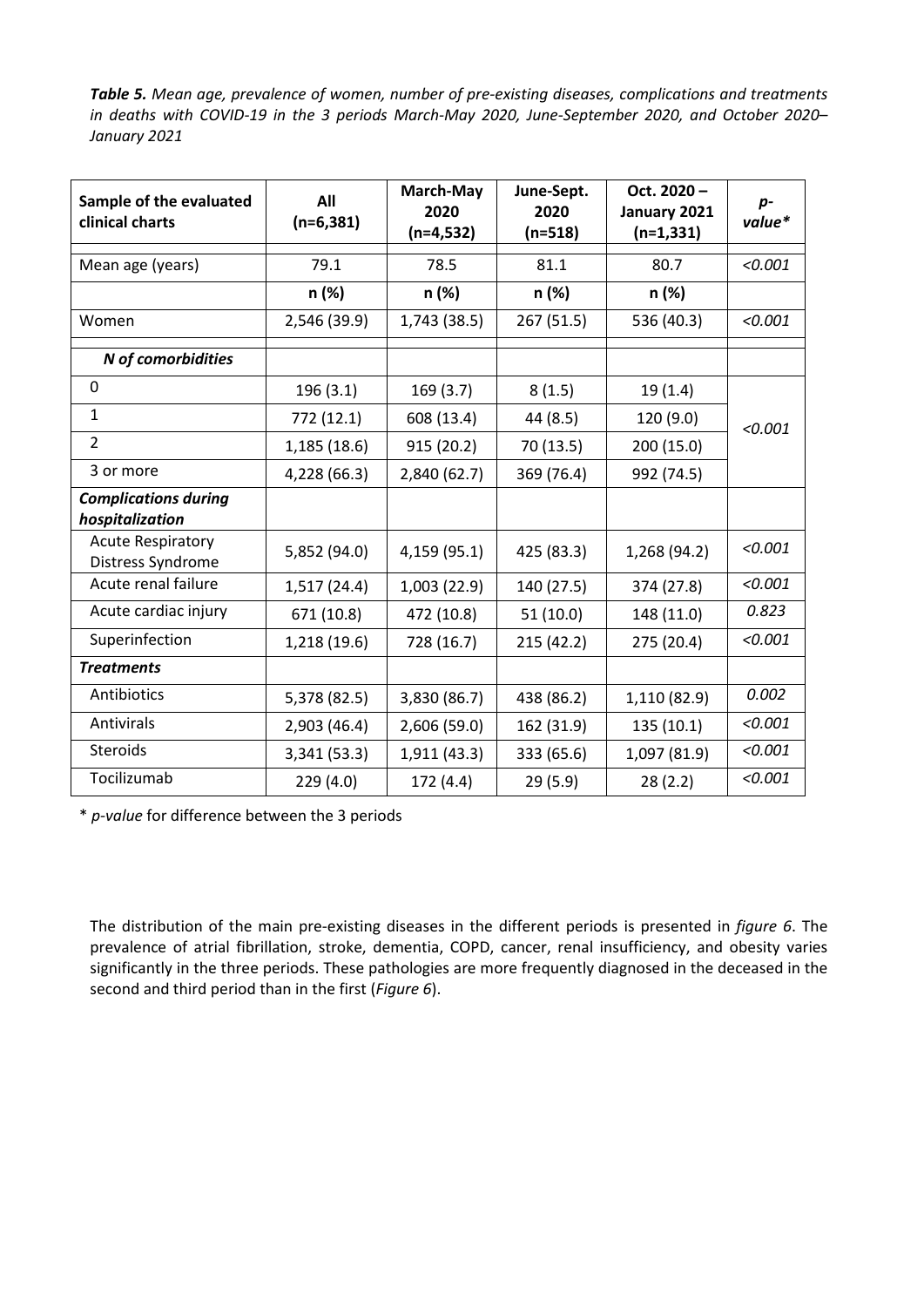***Table 5.*** *Mean age, prevalence of women, number of pre-existing diseases, complications and treatments in deaths with COVID-19 in the 3 periods March-May 2020, June-September 2020, and October 2020–January 2021*

| **Sample of the evaluated clinical charts** | **All (n=6,381)** | **March-May 2020 (n=4,532)** | **June-Sept. 2020 (n=518)** | **Oct. 2020 – January 2021 (n=1,331)** | ***p-value**** |
|---|---|---|---|---|---|
| Mean age (years) | 79.1 | 78.5 | 81.1 | 80.7 | *<0.001* |
| | **n (%)** | **n (%)** | **n (%)** | **n (%)** | |
| Women | 2,546 (39.9) | 1,743 (38.5) | 267 (51.5) | 536 (40.3) | *<0.001* |
| ***N of comorbidities*** | | | | | |
| 0 | 196 (3.1) | 169 (3.7) | 8 (1.5) | 19 (1.4) | *<0.001* |
| 1 | 772 (12.1) | 608 (13.4) | 44 (8.5) | 120 (9.0) | |
| 2 | 1,185 (18.6) | 915 (20.2) | 70 (13.5) | 200 (15.0) | |
| 3 or more | 4,228 (66.3) | 2,840 (62.7) | 369 (76.4) | 992 (74.5) | |
| ***Complications during hospitalization*** | | | | | |
| Acute Respiratory Distress Syndrome | 5,852 (94.0) | 4,159 (95.1) | 425 (83.3) | 1,268 (94.2) | *<0.001* |
| Acute renal failure | 1,517 (24.4) | 1,003 (22.9) | 140 (27.5) | 374 (27.8) | *<0.001* |
| Acute cardiac injury | 671 (10.8) | 472 (10.8) | 51 (10.0) | 148 (11.0) | *0.823* |
| Superinfection | 1,218 (19.6) | 728 (16.7) | 215 (42.2) | 275 (20.4) | *<0.001* |
| ***Treatments*** | | | | | |
| Antibiotics | 5,378 (82.5) | 3,830 (86.7) | 438 (86.2) | 1,110 (82.9) | *0.002* |
| Antivirals | 2,903 (46.4) | 2,606 (59.0) | 162 (31.9) | 135 (10.1) | *<0.001* |
| Steroids | 3,341 (53.3) | 1,911 (43.3) | 333 (65.6) | 1,097 (81.9) | *<0.001* |
| Tocilizumab | 229 (4.0) | 172 (4.4) | 29 (5.9) | 28 (2.2) | *<0.001* |

\* *p-value* for difference between the 3 periods

The distribution of the main pre-existing diseases in the different periods is presented in *figure 6*. The prevalence of atrial fibrillation, stroke, dementia, COPD, cancer, renal insufficiency, and obesity varies significantly in the three periods. These pathologies are more frequently diagnosed in the deceased in the second and third period than in the first (*Figure 6*).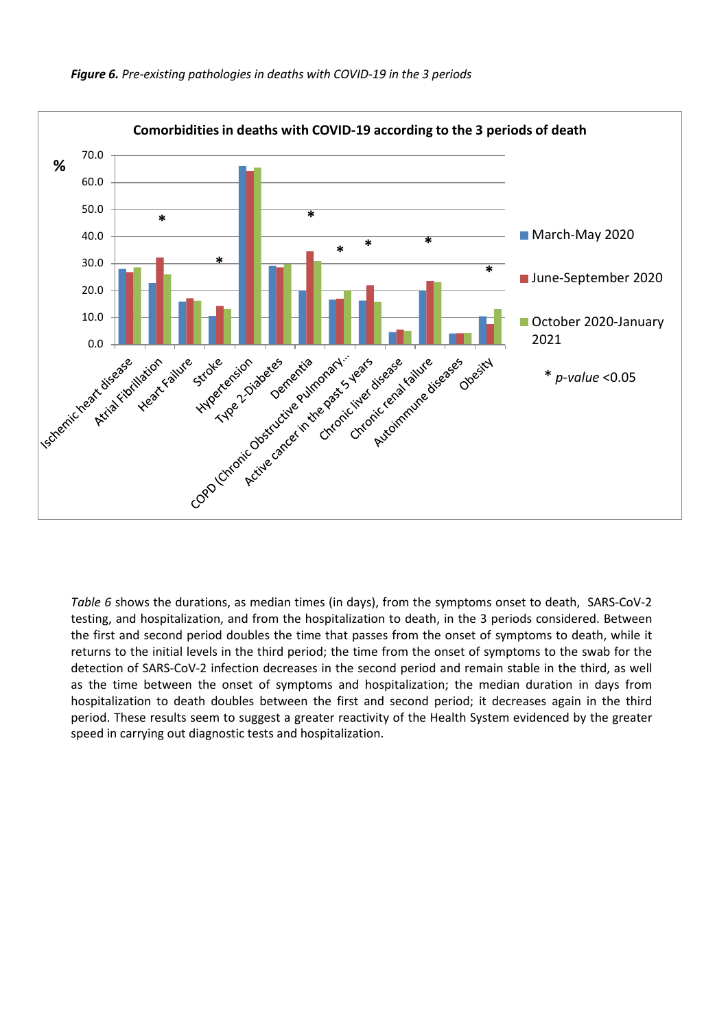***Figure 6.*** *Pre-existing pathologies in deaths with COVID-19 in the 3 periods*

*Table 6* shows the durations, as median times (in days), from the symptoms onset to death, SARS-CoV-2 testing, and hospitalization, and from the hospitalization to death, in the 3 periods considered. Between the first and second period doubles the time that passes from the onset of symptoms to death, while it returns to the initial levels in the third period; the time from the onset of symptoms to the swab for the detection of SARS-CoV-2 infection decreases in the second period and remain stable in the third, as well as the time between the onset of symptoms and hospitalization; the median duration in days from hospitalization to death doubles between the first and second period; it decreases again in the third period. These results seem to suggest a greater reactivity of the Health System evidenced by the greater speed in carrying out diagnostic tests and hospitalization.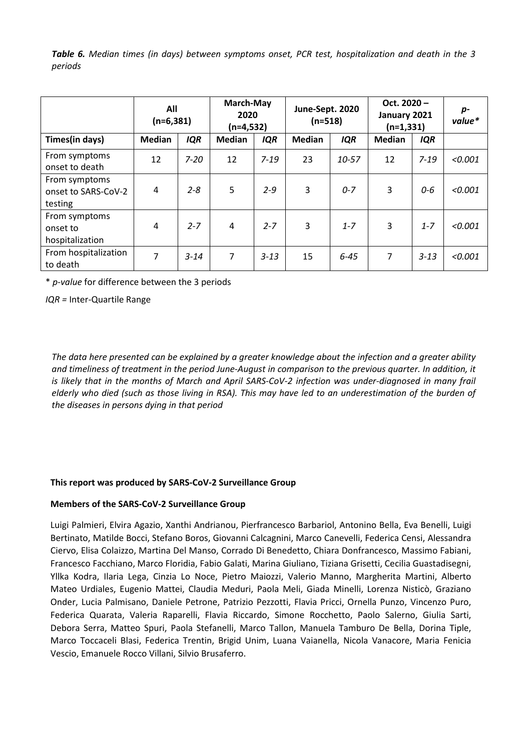***Table 6.*** *Median times (in days) between symptoms onset, PCR test, hospitalization and death in the 3 periods*

| | All (n=6,381) | | March-May 2020 (n=4,532) | | June-Sept. 2020 (n=518) | | Oct. 2020 – January 2021 (n=1,331) | | *p-value\** |
|---|---|---|---|---|---|---|---|---|---|
| **Times(in days)** | **Median** | ***IQR*** | **Median** | ***IQR*** | **Median** | ***IQR*** | **Median** | ***IQR*** | |
| From symptoms onset to death | 12 | *7-20* | 12 | *7-19* | 23 | *10-57* | 12 | *7-19* | *<0.001* |
| From symptoms onset to SARS-CoV-2 testing | 4 | *2-8* | 5 | *2-9* | 3 | *0-7* | 3 | *0-6* | *<0.001* |
| From symptoms onset to hospitalization | 4 | *2-7* | 4 | *2-7* | 3 | *1-7* | 3 | *1-7* | *<0.001* |
| From hospitalization to death | 7 | *3-14* | 7 | *3-13* | 15 | *6-45* | 7 | *3-13* | *<0.001* |

\* *p-value* for difference between the 3 periods

*IQR* = Inter-Quartile Range

*The data here presented can be explained by a greater knowledge about the infection and a greater ability and timeliness of treatment in the period June-August in comparison to the previous quarter. In addition, it is likely that in the months of March and April SARS-CoV-2 infection was under-diagnosed in many frail elderly who died (such as those living in RSA). This may have led to an underestimation of the burden of the diseases in persons dying in that period*

**This report was produced by SARS-CoV-2 Surveillance Group**

**Members of the SARS-CoV-2 Surveillance Group**

Luigi Palmieri, Elvira Agazio, Xanthi Andrianou, Pierfrancesco Barbariol, Antonino Bella, Eva Benelli, Luigi Bertinato, Matilde Bocci, Stefano Boros, Giovanni Calcagnini, Marco Canevelli, Federica Censi, Alessandra Ciervo, Elisa Colaizzo, Martina Del Manso, Corrado Di Benedetto, Chiara Donfrancesco, Massimo Fabiani, Francesco Facchiano, Marco Floridia, Fabio Galati, Marina Giuliano, Tiziana Grisetti, Cecilia Guastadisegni, Yllka Kodra, Ilaria Lega, Cinzia Lo Noce, Pietro Maiozzi, Valerio Manno, Margherita Martini, Alberto Mateo Urdiales, Eugenio Mattei, Claudia Meduri, Paola Meli, Giada Minelli, Lorenza Nisticò, Graziano Onder, Lucia Palmisano, Daniele Petrone, Patrizio Pezzotti, Flavia Pricci, Ornella Punzo, Vincenzo Puro, Federica Quarata, Valeria Raparelli, Flavia Riccardo, Simone Rocchetto, Paolo Salerno, Giulia Sarti, Debora Serra, Matteo Spuri, Paola Stefanelli, Marco Tallon, Manuela Tamburo De Bella, Dorina Tiple, Marco Toccaceli Blasi, Federica Trentin, Brigid Unim, Luana Vaianella, Nicola Vanacore, Maria Fenicia Vescio, Emanuele Rocco Villani, Silvio Brusaferro.